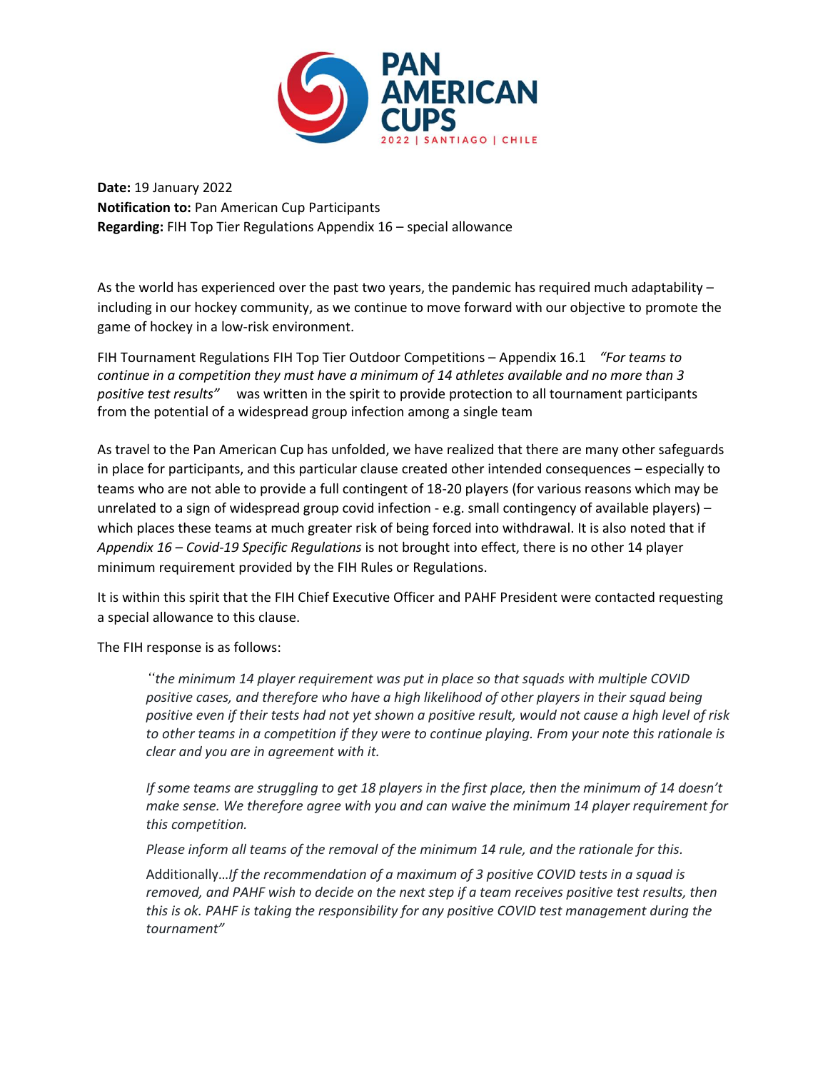**PAN AMERICAN CUPS**
2022 | SANTIAGO | CHILE

**Date:** 19 January 2022
**Notification to:** Pan American Cup Participants
**Regarding:** FIH Top Tier Regulations Appendix 16 – special allowance

As the world has experienced over the past two years, the pandemic has required much adaptability – including in our hockey community, as we continue to move forward with our objective to promote the game of hockey in a low-risk environment.

FIH Tournament Regulations FIH Top Tier Outdoor Competitions – Appendix 16.1 *"For teams to continue in a competition they must have a minimum of 14 athletes available and no more than 3 positive test results"* was written in the spirit to provide protection to all tournament participants from the potential of a widespread group infection among a single team

As travel to the Pan American Cup has unfolded, we have realized that there are many other safeguards in place for participants, and this particular clause created other intended consequences – especially to teams who are not able to provide a full contingent of 18-20 players (for various reasons which may be unrelated to a sign of widespread group covid infection - e.g. small contingency of available players) – which places these teams at much greater risk of being forced into withdrawal. It is also noted that if *Appendix 16 – Covid-19 Specific Regulations* is not brought into effect, there is no other 14 player minimum requirement provided by the FIH Rules or Regulations.

It is within this spirit that the FIH Chief Executive Officer and PAHF President were contacted requesting a special allowance to this clause.

The FIH response is as follows:

> *"the minimum 14 player requirement was put in place so that squads with multiple COVID positive cases, and therefore who have a high likelihood of other players in their squad being positive even if their tests had not yet shown a positive result, would not cause a high level of risk to other teams in a competition if they were to continue playing. From your note this rationale is clear and you are in agreement with it.*
>
> *If some teams are struggling to get 18 players in the first place, then the minimum of 14 doesn't make sense. We therefore agree with you and can waive the minimum 14 player requirement for this competition.*
>
> *Please inform all teams of the removal of the minimum 14 rule, and the rationale for this.*
>
> Additionally…*If the recommendation of a maximum of 3 positive COVID tests in a squad is removed, and PAHF wish to decide on the next step if a team receives positive test results, then this is ok. PAHF is taking the responsibility for any positive COVID test management during the tournament"*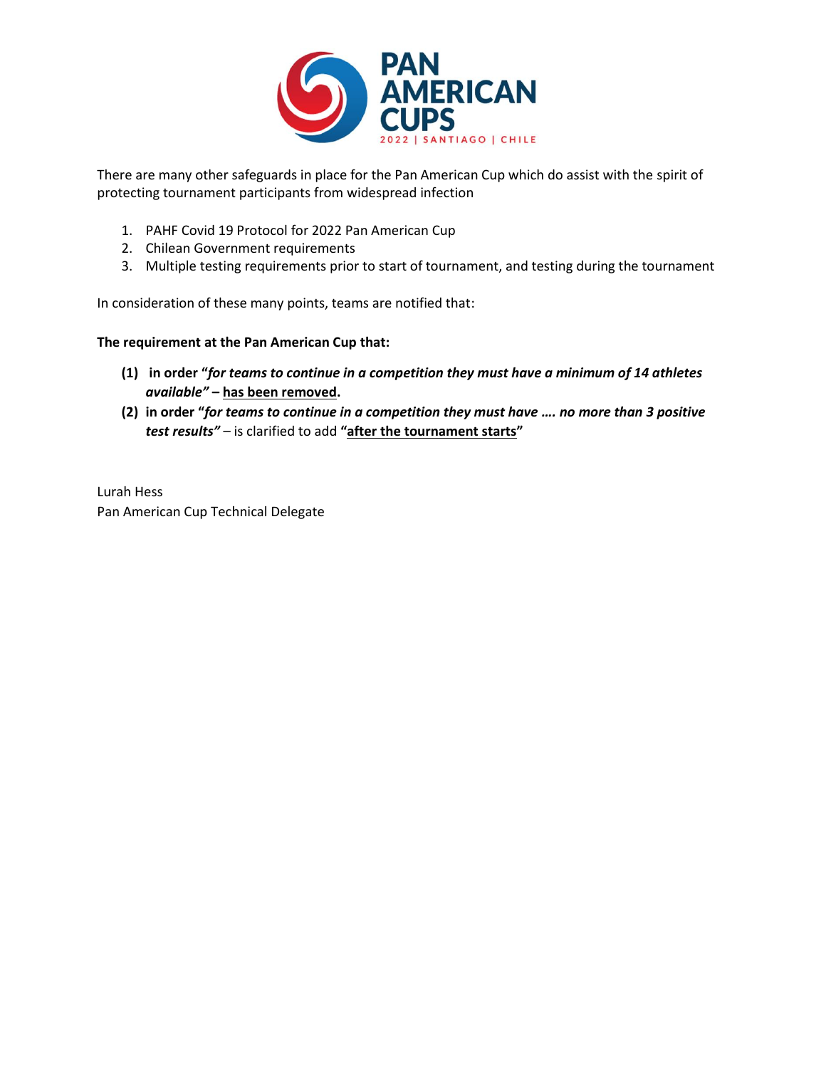There are many other safeguards in place for the Pan American Cup which do assist with the spirit of protecting tournament participants from widespread infection

1. PAHF Covid 19 Protocol for 2022 Pan American Cup
2. Chilean Government requirements
3. Multiple testing requirements prior to start of tournament, and testing during the tournament

In consideration of these many points, teams are notified that:

**The requirement at the Pan American Cup that:**

**(1) in order "*for teams to continue in a competition they must have a minimum of 14 athletes available*" – <u>has been removed</u>.**

**(2) in order "*for teams to continue in a competition they must have …. no more than 3 positive test results*"** – is clarified to add **"<u>after the tournament starts</u>"**

Lurah Hess
Pan American Cup Technical Delegate